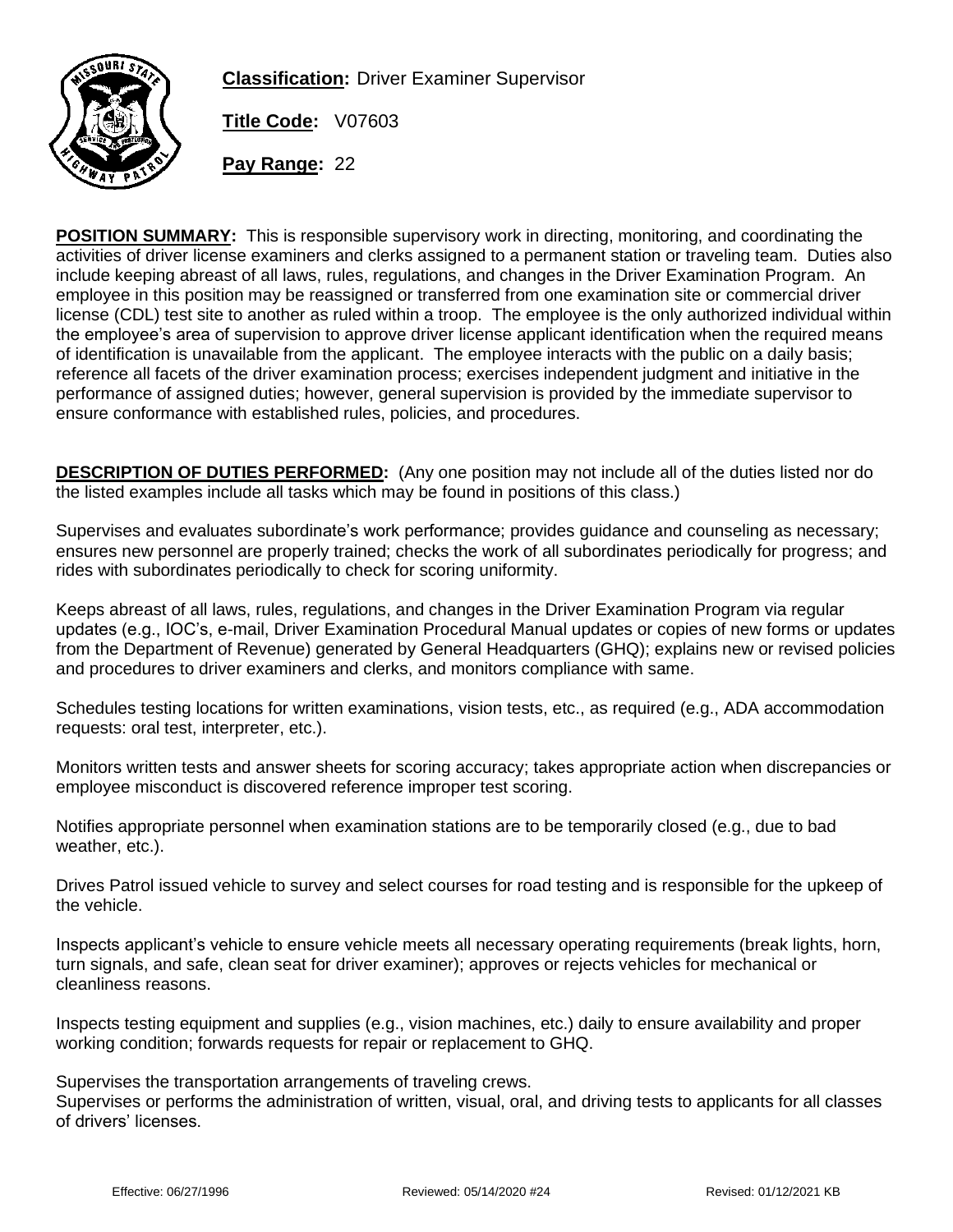**Classification:** Driver Examiner Supervisor

**Title Code:** V07603

**Pay Range:** 22

**POSITION SUMMARY:** This is responsible supervisory work in directing, monitoring, and coordinating the activities of driver license examiners and clerks assigned to a permanent station or traveling team. Duties also include keeping abreast of all laws, rules, regulations, and changes in the Driver Examination Program. An employee in this position may be reassigned or transferred from one examination site or commercial driver license (CDL) test site to another as ruled within a troop. The employee is the only authorized individual within the employee's area of supervision to approve driver license applicant identification when the required means of identification is unavailable from the applicant. The employee interacts with the public on a daily basis; reference all facets of the driver examination process; exercises independent judgment and initiative in the performance of assigned duties; however, general supervision is provided by the immediate supervisor to ensure conformance with established rules, policies, and procedures.

**DESCRIPTION OF DUTIES PERFORMED:** (Any one position may not include all of the duties listed nor do the listed examples include all tasks which may be found in positions of this class.)

Supervises and evaluates subordinate's work performance; provides guidance and counseling as necessary; ensures new personnel are properly trained; checks the work of all subordinates periodically for progress; and rides with subordinates periodically to check for scoring uniformity.

Keeps abreast of all laws, rules, regulations, and changes in the Driver Examination Program via regular updates (e.g., IOC's, e-mail, Driver Examination Procedural Manual updates or copies of new forms or updates from the Department of Revenue) generated by General Headquarters (GHQ); explains new or revised policies and procedures to driver examiners and clerks, and monitors compliance with same.

Schedules testing locations for written examinations, vision tests, etc., as required (e.g., ADA accommodation requests: oral test, interpreter, etc.).

Monitors written tests and answer sheets for scoring accuracy; takes appropriate action when discrepancies or employee misconduct is discovered reference improper test scoring.

Notifies appropriate personnel when examination stations are to be temporarily closed (e.g., due to bad weather, etc.).

Drives Patrol issued vehicle to survey and select courses for road testing and is responsible for the upkeep of the vehicle.

Inspects applicant's vehicle to ensure vehicle meets all necessary operating requirements (break lights, horn, turn signals, and safe, clean seat for driver examiner); approves or rejects vehicles for mechanical or cleanliness reasons.

Inspects testing equipment and supplies (e.g., vision machines, etc.) daily to ensure availability and proper working condition; forwards requests for repair or replacement to GHQ.

Supervises the transportation arrangements of traveling crews.

Supervises or performs the administration of written, visual, oral, and driving tests to applicants for all classes of drivers' licenses.

Effective: 06/27/1996 Reviewed: 05/14/2020 #24 Revised: 01/12/2021 KB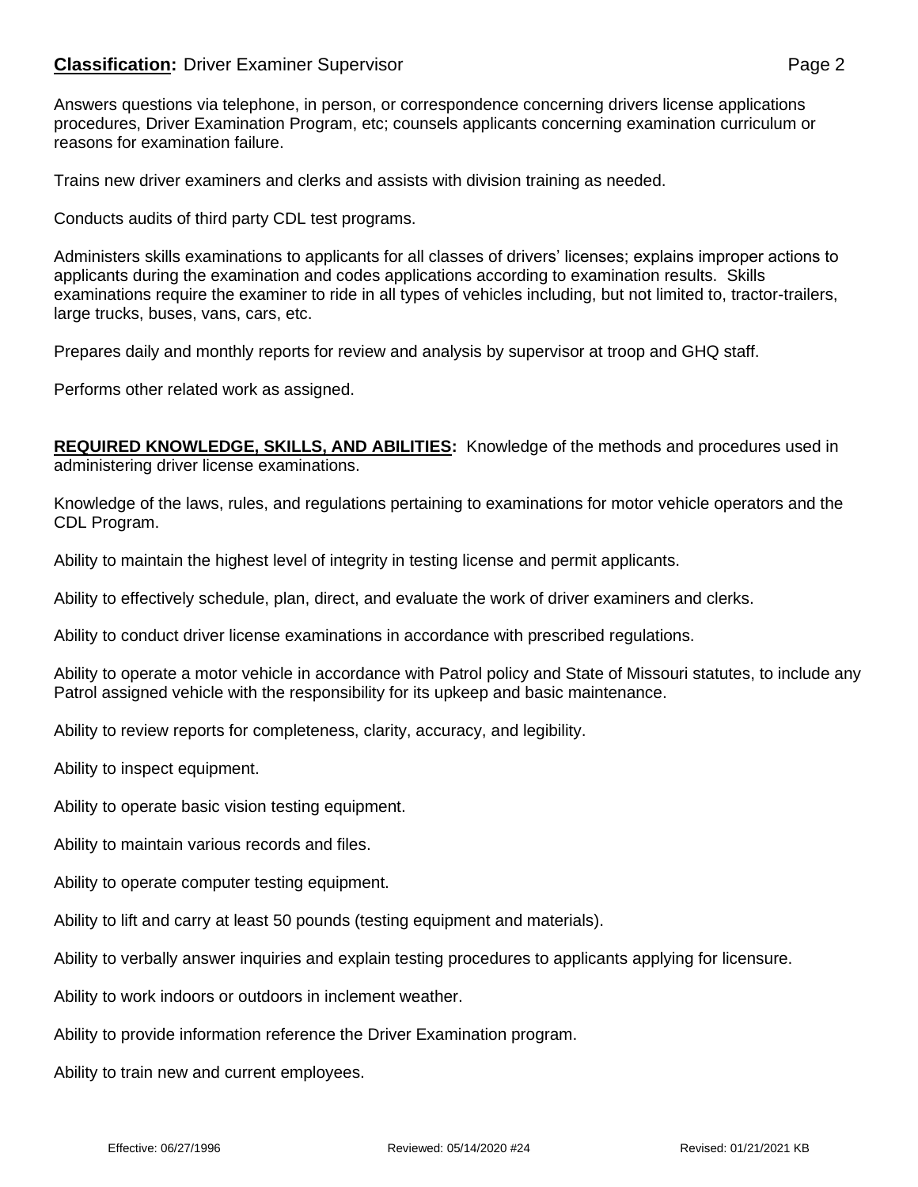Answers questions via telephone, in person, or correspondence concerning drivers license applications procedures, Driver Examination Program, etc; counsels applicants concerning examination curriculum or reasons for examination failure.

Trains new driver examiners and clerks and assists with division training as needed.

Conducts audits of third party CDL test programs.

Administers skills examinations to applicants for all classes of drivers' licenses; explains improper actions to applicants during the examination and codes applications according to examination results. Skills examinations require the examiner to ride in all types of vehicles including, but not limited to, tractor-trailers, large trucks, buses, vans, cars, etc.

Prepares daily and monthly reports for review and analysis by supervisor at troop and GHQ staff.

Performs other related work as assigned.

**REQUIRED KNOWLEDGE, SKILLS, AND ABILITIES:** Knowledge of the methods and procedures used in administering driver license examinations.

Knowledge of the laws, rules, and regulations pertaining to examinations for motor vehicle operators and the CDL Program.

Ability to maintain the highest level of integrity in testing license and permit applicants.

Ability to effectively schedule, plan, direct, and evaluate the work of driver examiners and clerks.

Ability to conduct driver license examinations in accordance with prescribed regulations.

Ability to operate a motor vehicle in accordance with Patrol policy and State of Missouri statutes, to include any Patrol assigned vehicle with the responsibility for its upkeep and basic maintenance.

Ability to review reports for completeness, clarity, accuracy, and legibility.

Ability to inspect equipment.

Ability to operate basic vision testing equipment.

Ability to maintain various records and files.

Ability to operate computer testing equipment.

Ability to lift and carry at least 50 pounds (testing equipment and materials).

Ability to verbally answer inquiries and explain testing procedures to applicants applying for licensure.

Ability to work indoors or outdoors in inclement weather.

Ability to provide information reference the Driver Examination program.

Ability to train new and current employees.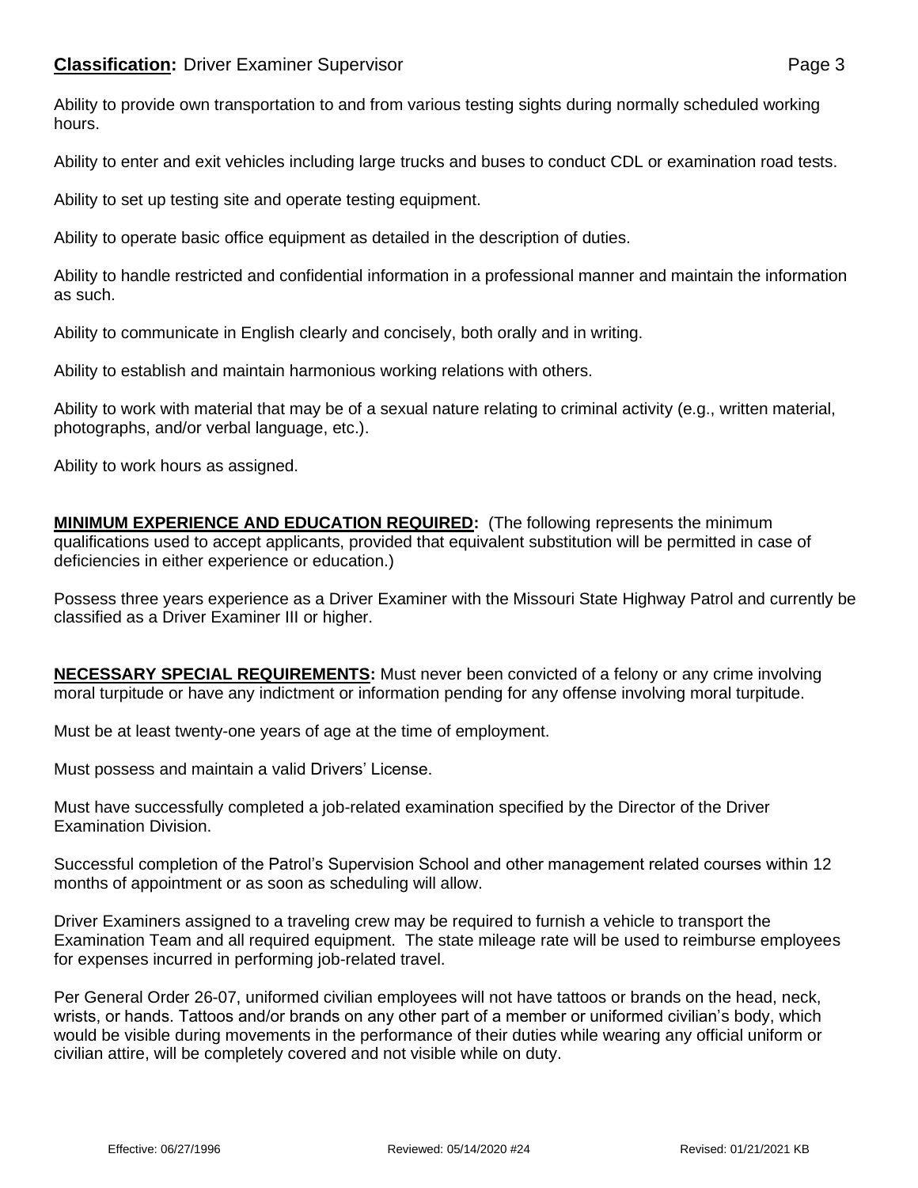Ability to provide own transportation to and from various testing sights during normally scheduled working hours.

Ability to enter and exit vehicles including large trucks and buses to conduct CDL or examination road tests.

Ability to set up testing site and operate testing equipment.

Ability to operate basic office equipment as detailed in the description of duties.

Ability to handle restricted and confidential information in a professional manner and maintain the information as such.

Ability to communicate in English clearly and concisely, both orally and in writing.

Ability to establish and maintain harmonious working relations with others.

Ability to work with material that may be of a sexual nature relating to criminal activity (e.g., written material, photographs, and/or verbal language, etc.).

Ability to work hours as assigned.

**MINIMUM EXPERIENCE AND EDUCATION REQUIRED:** (The following represents the minimum qualifications used to accept applicants, provided that equivalent substitution will be permitted in case of deficiencies in either experience or education.)

Possess three years experience as a Driver Examiner with the Missouri State Highway Patrol and currently be classified as a Driver Examiner III or higher.

**NECESSARY SPECIAL REQUIREMENTS:** Must never been convicted of a felony or any crime involving moral turpitude or have any indictment or information pending for any offense involving moral turpitude.

Must be at least twenty-one years of age at the time of employment.

Must possess and maintain a valid Drivers' License.

Must have successfully completed a job-related examination specified by the Director of the Driver Examination Division.

Successful completion of the Patrol's Supervision School and other management related courses within 12 months of appointment or as soon as scheduling will allow.

Driver Examiners assigned to a traveling crew may be required to furnish a vehicle to transport the Examination Team and all required equipment. The state mileage rate will be used to reimburse employees for expenses incurred in performing job-related travel.

Per General Order 26-07, uniformed civilian employees will not have tattoos or brands on the head, neck, wrists, or hands. Tattoos and/or brands on any other part of a member or uniformed civilian's body, which would be visible during movements in the performance of their duties while wearing any official uniform or civilian attire, will be completely covered and not visible while on duty.

Effective: 06/27/1996 Reviewed: 05/14/2020 #24 Revised: 01/21/2021 KB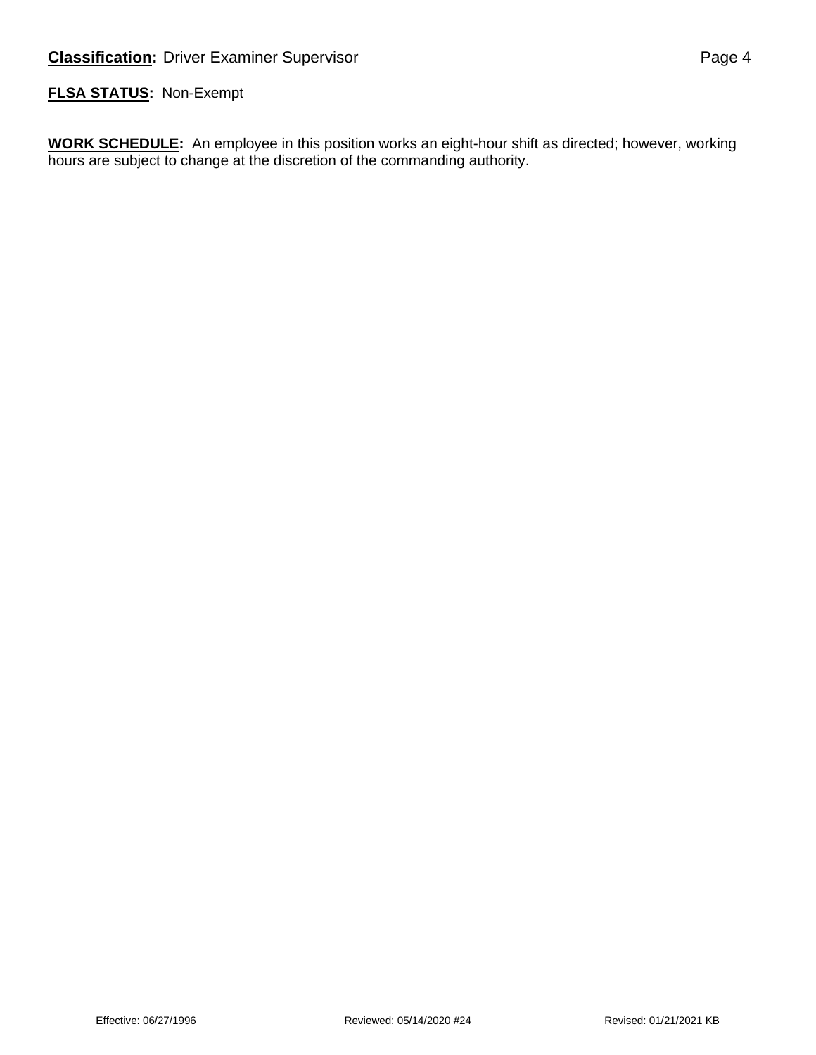**FLSA STATUS:** Non-Exempt

**WORK SCHEDULE:** An employee in this position works an eight-hour shift as directed; however, working hours are subject to change at the discretion of the commanding authority.